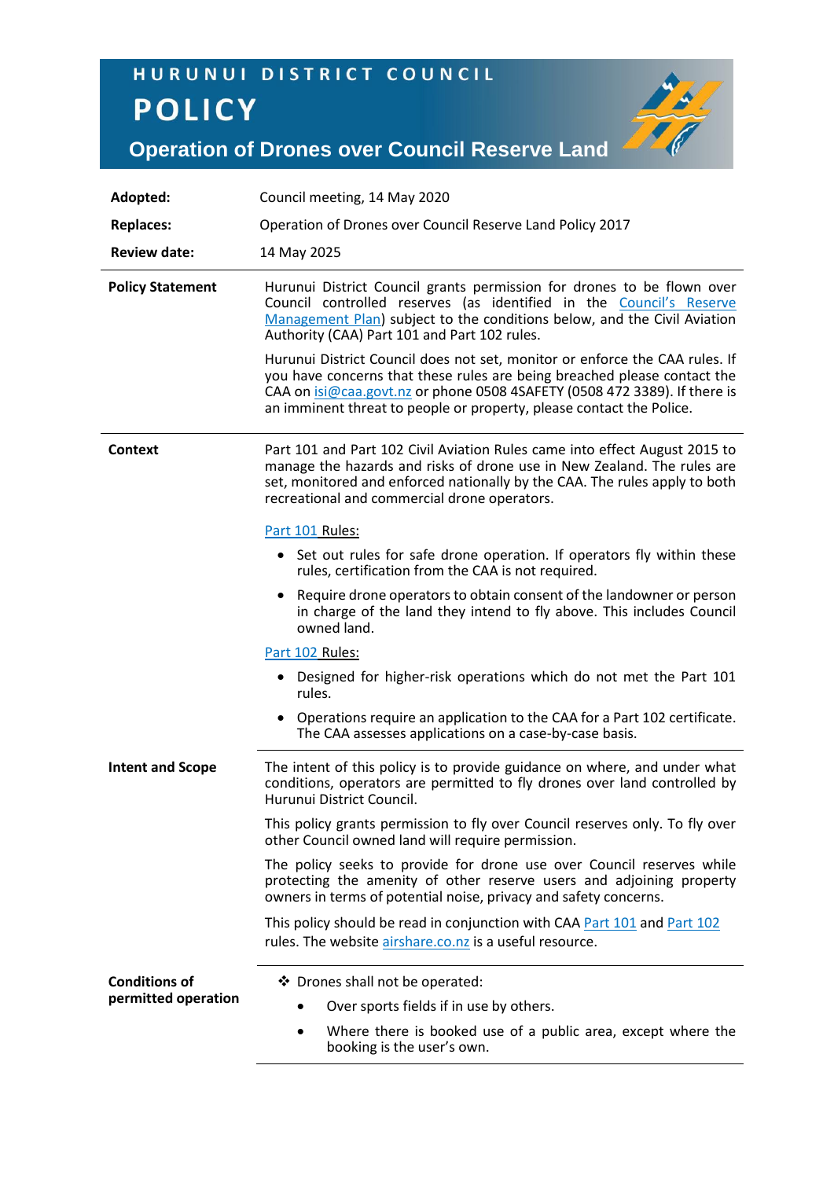# HURUNUI DISTRICT COUNCIL

# POLICY

## Operation of Drones over Council Reserve Land

| | |
|---|---|
| **Adopted:** | Council meeting, 14 May 2020 |
| **Replaces:** | Operation of Drones over Council Reserve Land Policy 2017 |
| **Review date:** | 14 May 2025 |

### Policy Statement

Hurunui District Council grants permission for drones to be flown over Council controlled reserves (as identified in the Council's Reserve Management Plan) subject to the conditions below, and the Civil Aviation Authority (CAA) Part 101 and Part 102 rules.

Hurunui District Council does not set, monitor or enforce the CAA rules. If you have concerns that these rules are being breached please contact the CAA on isi@caa.govt.nz or phone 0508 4SAFETY (0508 472 3389). If there is an imminent threat to people or property, please contact the Police.

### Context

Part 101 and Part 102 Civil Aviation Rules came into effect August 2015 to manage the hazards and risks of drone use in New Zealand. The rules are set, monitored and enforced nationally by the CAA. The rules apply to both recreational and commercial drone operators.

Part 101 Rules:

- Set out rules for safe drone operation. If operators fly within these rules, certification from the CAA is not required.
- Require drone operators to obtain consent of the landowner or person in charge of the land they intend to fly above. This includes Council owned land.

Part 102 Rules:

- Designed for higher-risk operations which do not met the Part 101 rules.
- Operations require an application to the CAA for a Part 102 certificate. The CAA assesses applications on a case-by-case basis.

### Intent and Scope

The intent of this policy is to provide guidance on where, and under what conditions, operators are permitted to fly drones over land controlled by Hurunui District Council.

This policy grants permission to fly over Council reserves only. To fly over other Council owned land will require permission.

The policy seeks to provide for drone use over Council reserves while protecting the amenity of other reserve users and adjoining property owners in terms of potential noise, privacy and safety concerns.

This policy should be read in conjunction with CAA Part 101 and Part 102 rules. The website airshare.co.nz is a useful resource.

### Conditions of permitted operation

- Drones shall not be operated:
  - Over sports fields if in use by others.
  - Where there is booked use of a public area, except where the booking is the user's own.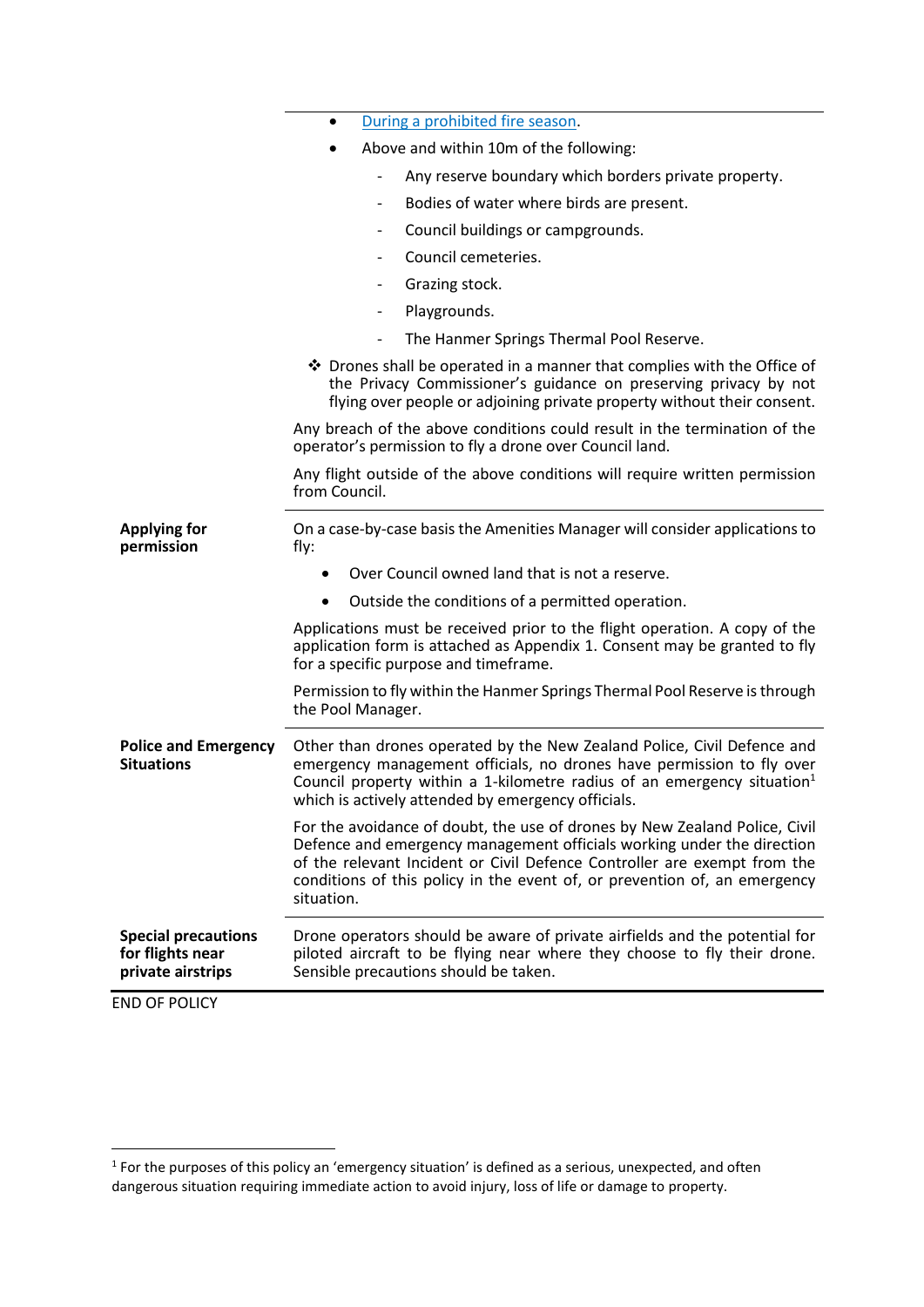| | |
|---|---|
| | • [During a prohibited fire season](). <br> • Above and within 10m of the following: <br> - Any reserve boundary which borders private property. <br> - Bodies of water where birds are present. <br> - Council buildings or campgrounds. <br> - Council cemeteries. <br> - Grazing stock. <br> - Playgrounds. <br> - The Hanmer Springs Thermal Pool Reserve. <br> ❖ Drones shall be operated in a manner that complies with the Office of the Privacy Commissioner's guidance on preserving privacy by not flying over people or adjoining private property without their consent. <br> Any breach of the above conditions could result in the termination of the operator's permission to fly a drone over Council land. <br> Any flight outside of the above conditions will require written permission from Council. |
| **Applying for permission** | On a case-by-case basis the Amenities Manager will consider applications to fly: <br> • Over Council owned land that is not a reserve. <br> • Outside the conditions of a permitted operation. <br> Applications must be received prior to the flight operation. A copy of the application form is attached as Appendix 1. Consent may be granted to fly for a specific purpose and timeframe. <br> Permission to fly within the Hanmer Springs Thermal Pool Reserve is through the Pool Manager. |
| **Police and Emergency Situations** | Other than drones operated by the New Zealand Police, Civil Defence and emergency management officials, no drones have permission to fly over Council property within a 1-kilometre radius of an emergency situation[1] which is actively attended by emergency officials. <br> For the avoidance of doubt, the use of drones by New Zealand Police, Civil Defence and emergency management officials working under the direction of the relevant Incident or Civil Defence Controller are exempt from the conditions of this policy in the event of, or prevention of, an emergency situation. |
| **Special precautions for flights near private airstrips** | Drone operators should be aware of private airfields and the potential for piloted aircraft to be flying near where they choose to fly their drone. Sensible precautions should be taken. |

END OF POLICY

[1] For the purposes of this policy an 'emergency situation' is defined as a serious, unexpected, and often dangerous situation requiring immediate action to avoid injury, loss of life or damage to property.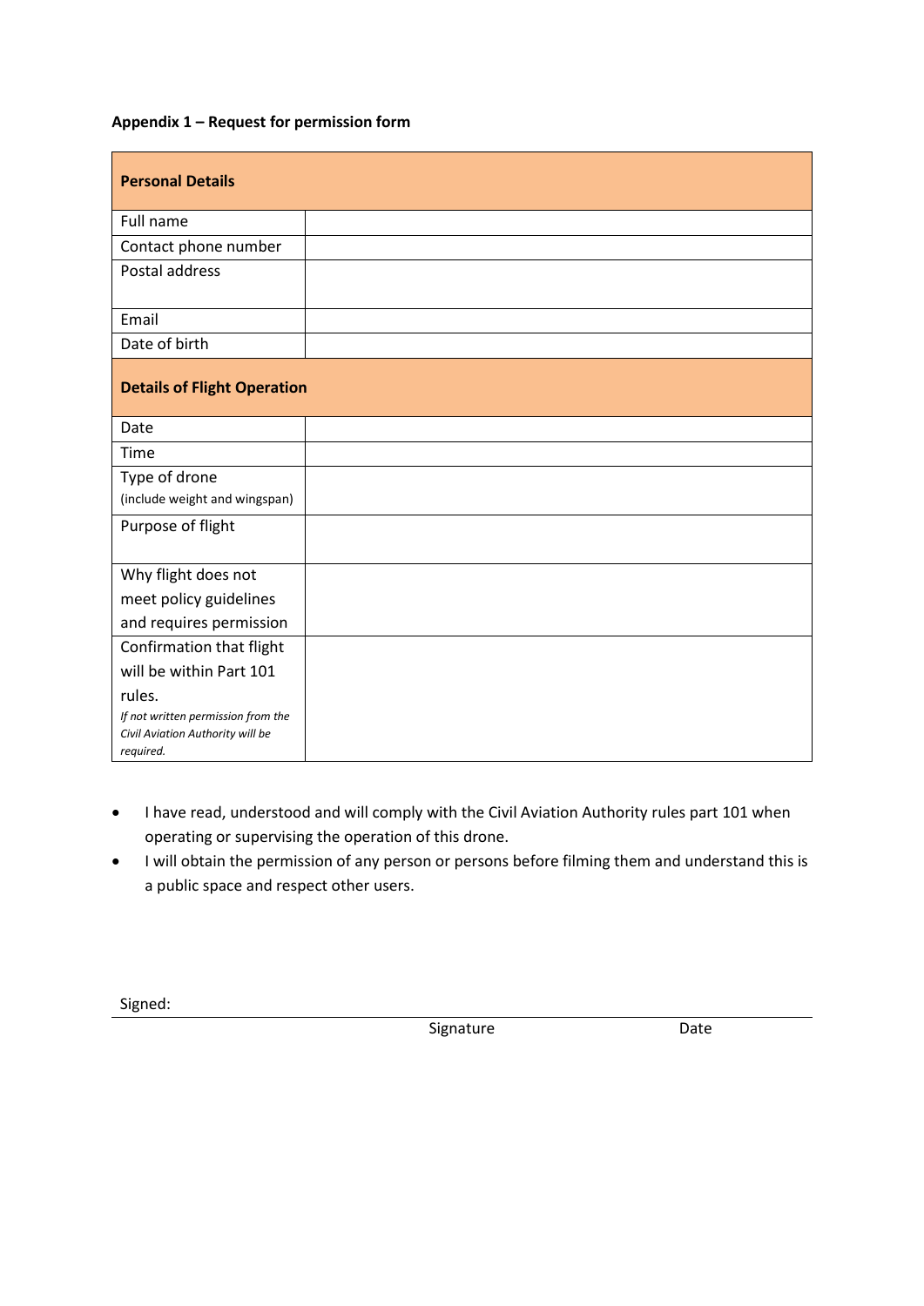**Appendix 1 – Request for permission form**

| | |
|---|---|
| **Personal Details** | |
| Full name | |
| Contact phone number | |
| Postal address | |
| Email | |
| Date of birth | |
| **Details of Flight Operation** | |
| Date | |
| Time | |
| Type of drone (include weight and wingspan) | |
| Purpose of flight | |
| Why flight does not meet policy guidelines and requires permission | |
| Confirmation that flight will be within Part 101 rules. *If not written permission from the Civil Aviation Authority will be required.* | |

- I have read, understood and will comply with the Civil Aviation Authority rules part 101 when operating or supervising the operation of this drone.
- I will obtain the permission of any person or persons before filming them and understand this is a public space and respect other users.

Signed:

Signature Date